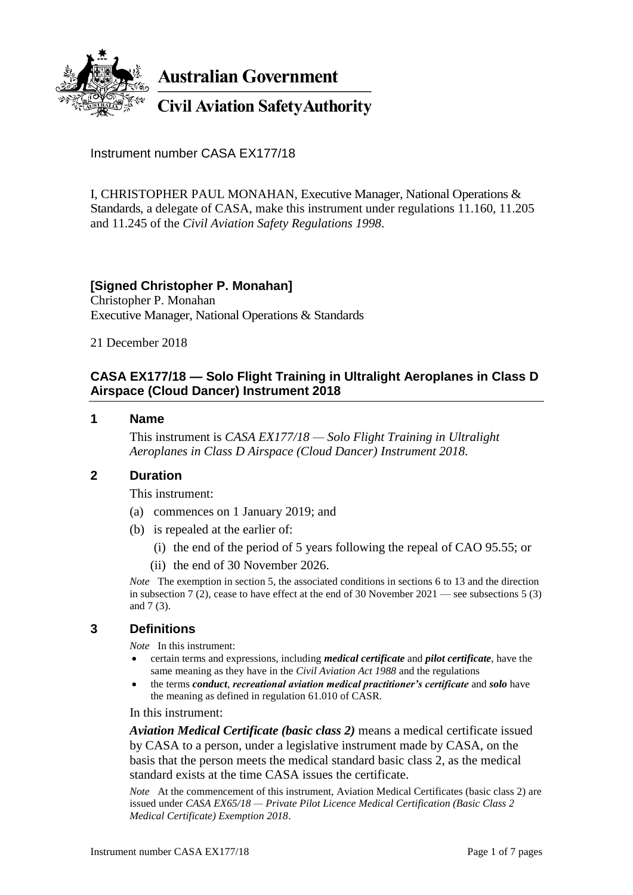Australian Government

Civil Aviation Safety Authority

Instrument number CASA EX177/18

I, CHRISTOPHER PAUL MONAHAN, Executive Manager, National Operations & Standards, a delegate of CASA, make this instrument under regulations 11.160, 11.205 and 11.245 of the *Civil Aviation Safety Regulations 1998*.

**[Signed Christopher P. Monahan]**
Christopher P. Monahan
Executive Manager, National Operations & Standards

21 December 2018

## CASA EX177/18 — Solo Flight Training in Ultralight Aeroplanes in Class D Airspace (Cloud Dancer) Instrument 2018

### 1 Name

This instrument is *CASA EX177/18 — Solo Flight Training in Ultralight Aeroplanes in Class D Airspace (Cloud Dancer) Instrument 2018*.

### 2 Duration

This instrument:

(a) commences on 1 January 2019; and

(b) is repealed at the earlier of:

(i) the end of the period of 5 years following the repeal of CAO 95.55; or

(ii) the end of 30 November 2026.

*Note* The exemption in section 5, the associated conditions in sections 6 to 13 and the direction in subsection 7 (2), cease to have effect at the end of 30 November 2021 — see subsections 5 (3) and 7 (3).

### 3 Definitions

*Note* In this instrument:

- certain terms and expressions, including ***medical certificate*** and ***pilot certificate***, have the same meaning as they have in the *Civil Aviation Act 1988* and the regulations
- the terms ***conduct***, ***recreational aviation medical practitioner's certificate*** and ***solo*** have the meaning as defined in regulation 61.010 of CASR.

In this instrument:

***Aviation Medical Certificate (basic class 2)*** means a medical certificate issued by CASA to a person, under a legislative instrument made by CASA, on the basis that the person meets the medical standard basic class 2, as the medical standard exists at the time CASA issues the certificate.

*Note* At the commencement of this instrument, Aviation Medical Certificates (basic class 2) are issued under *CASA EX65/18 — Private Pilot Licence Medical Certification (Basic Class 2 Medical Certificate) Exemption 2018*.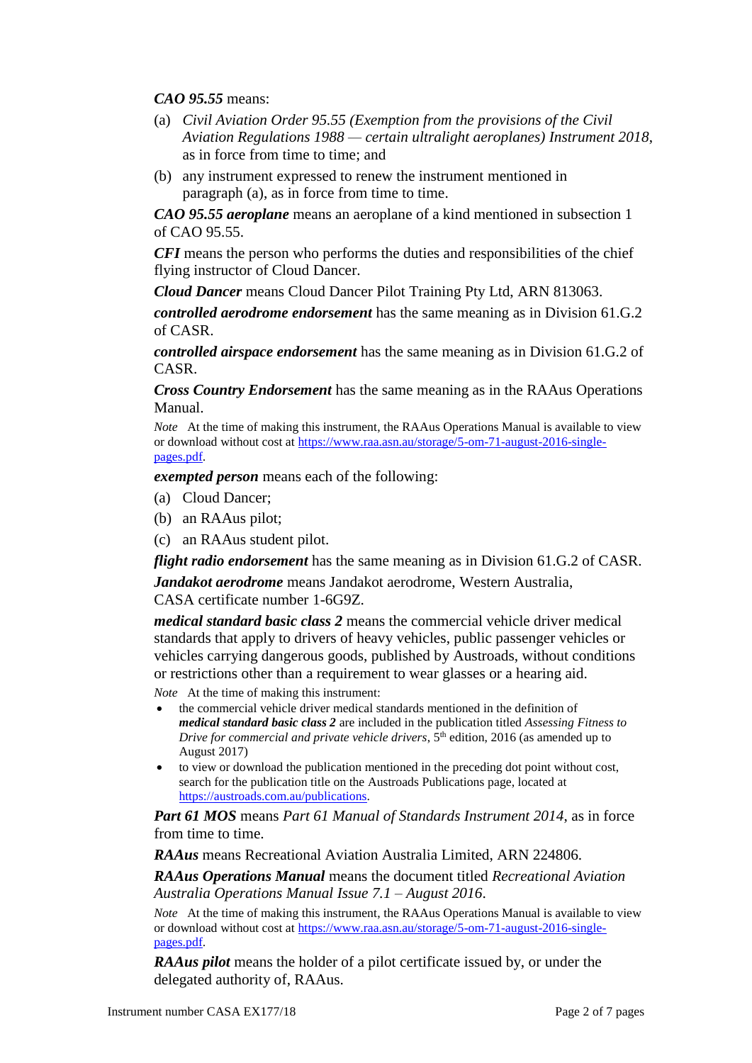***CAO 95.55*** means:

(a) *Civil Aviation Order 95.55 (Exemption from the provisions of the Civil Aviation Regulations 1988 — certain ultralight aeroplanes) Instrument 2018*, as in force from time to time; and

(b) any instrument expressed to renew the instrument mentioned in paragraph (a), as in force from time to time.

***CAO 95.55 aeroplane*** means an aeroplane of a kind mentioned in subsection 1 of CAO 95.55.

***CFI*** means the person who performs the duties and responsibilities of the chief flying instructor of Cloud Dancer.

***Cloud Dancer*** means Cloud Dancer Pilot Training Pty Ltd, ARN 813063.

***controlled aerodrome endorsement*** has the same meaning as in Division 61.G.2 of CASR.

***controlled airspace endorsement*** has the same meaning as in Division 61.G.2 of CASR.

***Cross Country Endorsement*** has the same meaning as in the RAAus Operations Manual.

*Note* At the time of making this instrument, the RAAus Operations Manual is available to view or download without cost at https://www.raa.asn.au/storage/5-om-71-august-2016-single-pages.pdf.

***exempted person*** means each of the following:

(a) Cloud Dancer;

(b) an RAAus pilot;

(c) an RAAus student pilot.

***flight radio endorsement*** has the same meaning as in Division 61.G.2 of CASR.

***Jandakot aerodrome*** means Jandakot aerodrome, Western Australia, CASA certificate number 1-6G9Z.

***medical standard basic class 2*** means the commercial vehicle driver medical standards that apply to drivers of heavy vehicles, public passenger vehicles or vehicles carrying dangerous goods, published by Austroads, without conditions or restrictions other than a requirement to wear glasses or a hearing aid.

*Note* At the time of making this instrument:

- the commercial vehicle driver medical standards mentioned in the definition of ***medical standard basic class 2*** are included in the publication titled *Assessing Fitness to Drive for commercial and private vehicle drivers*, 5th edition, 2016 (as amended up to August 2017)
- to view or download the publication mentioned in the preceding dot point without cost, search for the publication title on the Austroads Publications page, located at https://austroads.com.au/publications.

***Part 61 MOS*** means *Part 61 Manual of Standards Instrument 2014*, as in force from time to time.

***RAAus*** means Recreational Aviation Australia Limited, ARN 224806.

***RAAus Operations Manual*** means the document titled *Recreational Aviation Australia Operations Manual Issue 7.1 – August 2016*.

*Note* At the time of making this instrument, the RAAus Operations Manual is available to view or download without cost at https://www.raa.asn.au/storage/5-om-71-august-2016-single-pages.pdf.

***RAAus pilot*** means the holder of a pilot certificate issued by, or under the delegated authority of, RAAus.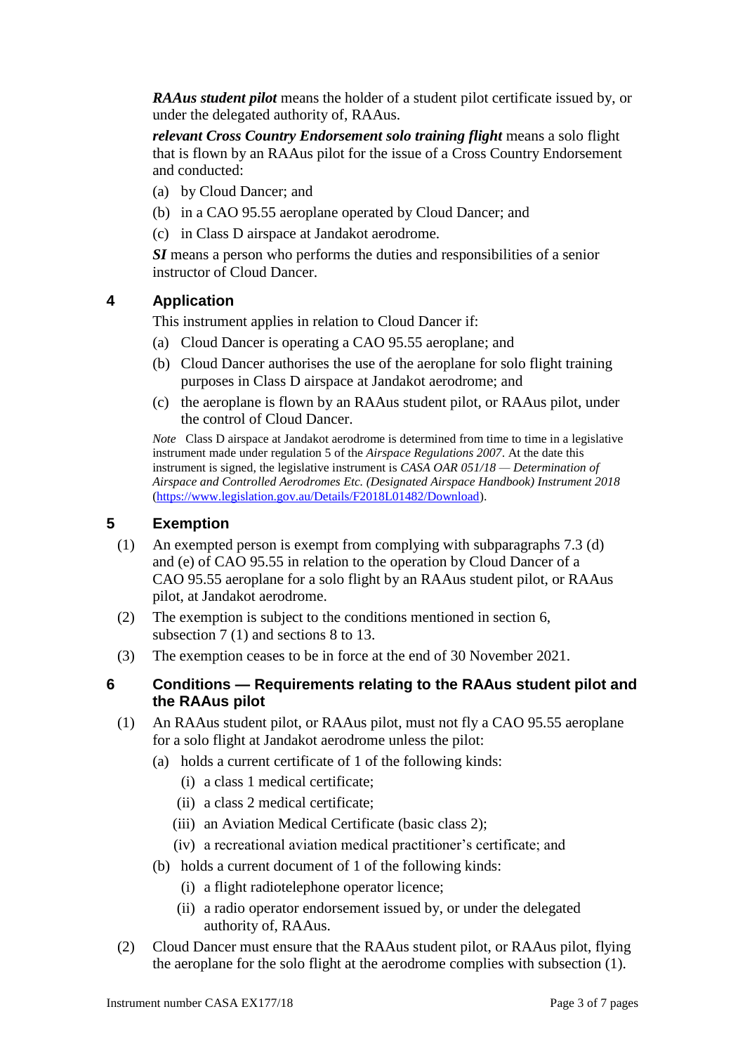***RAAus student pilot*** means the holder of a student pilot certificate issued by, or under the delegated authority of, RAAus.

***relevant Cross Country Endorsement solo training flight*** means a solo flight that is flown by an RAAus pilot for the issue of a Cross Country Endorsement and conducted:

(a) by Cloud Dancer; and

(b) in a CAO 95.55 aeroplane operated by Cloud Dancer; and

(c) in Class D airspace at Jandakot aerodrome.

***SI*** means a person who performs the duties and responsibilities of a senior instructor of Cloud Dancer.

## 4 Application

This instrument applies in relation to Cloud Dancer if:

(a) Cloud Dancer is operating a CAO 95.55 aeroplane; and

(b) Cloud Dancer authorises the use of the aeroplane for solo flight training purposes in Class D airspace at Jandakot aerodrome; and

(c) the aeroplane is flown by an RAAus student pilot, or RAAus pilot, under the control of Cloud Dancer.

*Note* Class D airspace at Jandakot aerodrome is determined from time to time in a legislative instrument made under regulation 5 of the *Airspace Regulations 2007*. At the date this instrument is signed, the legislative instrument is *CASA OAR 051/18 — Determination of Airspace and Controlled Aerodromes Etc. (Designated Airspace Handbook) Instrument 2018* (https://www.legislation.gov.au/Details/F2018L01482/Download).

## 5 Exemption

(1) An exempted person is exempt from complying with subparagraphs 7.3 (d) and (e) of CAO 95.55 in relation to the operation by Cloud Dancer of a CAO 95.55 aeroplane for a solo flight by an RAAus student pilot, or RAAus pilot, at Jandakot aerodrome.

(2) The exemption is subject to the conditions mentioned in section 6, subsection 7 (1) and sections 8 to 13.

(3) The exemption ceases to be in force at the end of 30 November 2021.

## 6 Conditions — Requirements relating to the RAAus student pilot and the RAAus pilot

(1) An RAAus student pilot, or RAAus pilot, must not fly a CAO 95.55 aeroplane for a solo flight at Jandakot aerodrome unless the pilot:

(a) holds a current certificate of 1 of the following kinds:

(i) a class 1 medical certificate;

(ii) a class 2 medical certificate;

(iii) an Aviation Medical Certificate (basic class 2);

(iv) a recreational aviation medical practitioner's certificate; and

(b) holds a current document of 1 of the following kinds:

(i) a flight radiotelephone operator licence;

(ii) a radio operator endorsement issued by, or under the delegated authority of, RAAus.

(2) Cloud Dancer must ensure that the RAAus student pilot, or RAAus pilot, flying the aeroplane for the solo flight at the aerodrome complies with subsection (1).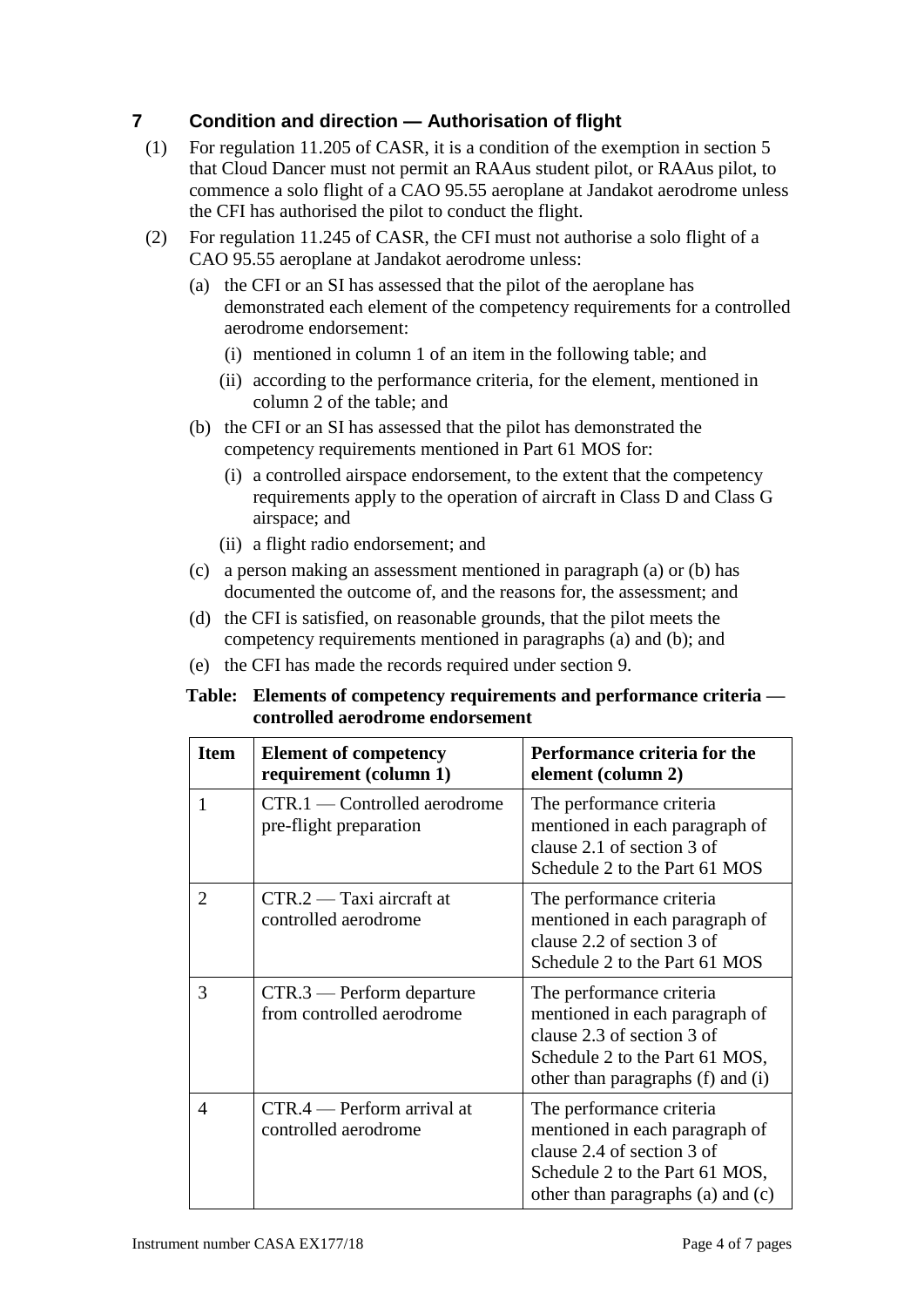## 7 Condition and direction — Authorisation of flight

(1) For regulation 11.205 of CASR, it is a condition of the exemption in section 5 that Cloud Dancer must not permit an RAAus student pilot, or RAAus pilot, to commence a solo flight of a CAO 95.55 aeroplane at Jandakot aerodrome unless the CFI has authorised the pilot to conduct the flight.

(2) For regulation 11.245 of CASR, the CFI must not authorise a solo flight of a CAO 95.55 aeroplane at Jandakot aerodrome unless:

- (a) the CFI or an SI has assessed that the pilot of the aeroplane has demonstrated each element of the competency requirements for a controlled aerodrome endorsement:
  - (i) mentioned in column 1 of an item in the following table; and
  - (ii) according to the performance criteria, for the element, mentioned in column 2 of the table; and
- (b) the CFI or an SI has assessed that the pilot has demonstrated the competency requirements mentioned in Part 61 MOS for:
  - (i) a controlled airspace endorsement, to the extent that the competency requirements apply to the operation of aircraft in Class D and Class G airspace; and
  - (ii) a flight radio endorsement; and
- (c) a person making an assessment mentioned in paragraph (a) or (b) has documented the outcome of, and the reasons for, the assessment; and
- (d) the CFI is satisfied, on reasonable grounds, that the pilot meets the competency requirements mentioned in paragraphs (a) and (b); and
- (e) the CFI has made the records required under section 9.

**Table: Elements of competency requirements and performance criteria — controlled aerodrome endorsement**

| Item | Element of competency requirement (column 1) | Performance criteria for the element (column 2) |
|---|---|---|
| 1 | CTR.1 — Controlled aerodrome pre-flight preparation | The performance criteria mentioned in each paragraph of clause 2.1 of section 3 of Schedule 2 to the Part 61 MOS |
| 2 | CTR.2 — Taxi aircraft at controlled aerodrome | The performance criteria mentioned in each paragraph of clause 2.2 of section 3 of Schedule 2 to the Part 61 MOS |
| 3 | CTR.3 — Perform departure from controlled aerodrome | The performance criteria mentioned in each paragraph of clause 2.3 of section 3 of Schedule 2 to the Part 61 MOS, other than paragraphs (f) and (i) |
| 4 | CTR.4 — Perform arrival at controlled aerodrome | The performance criteria mentioned in each paragraph of clause 2.4 of section 3 of Schedule 2 to the Part 61 MOS, other than paragraphs (a) and (c) |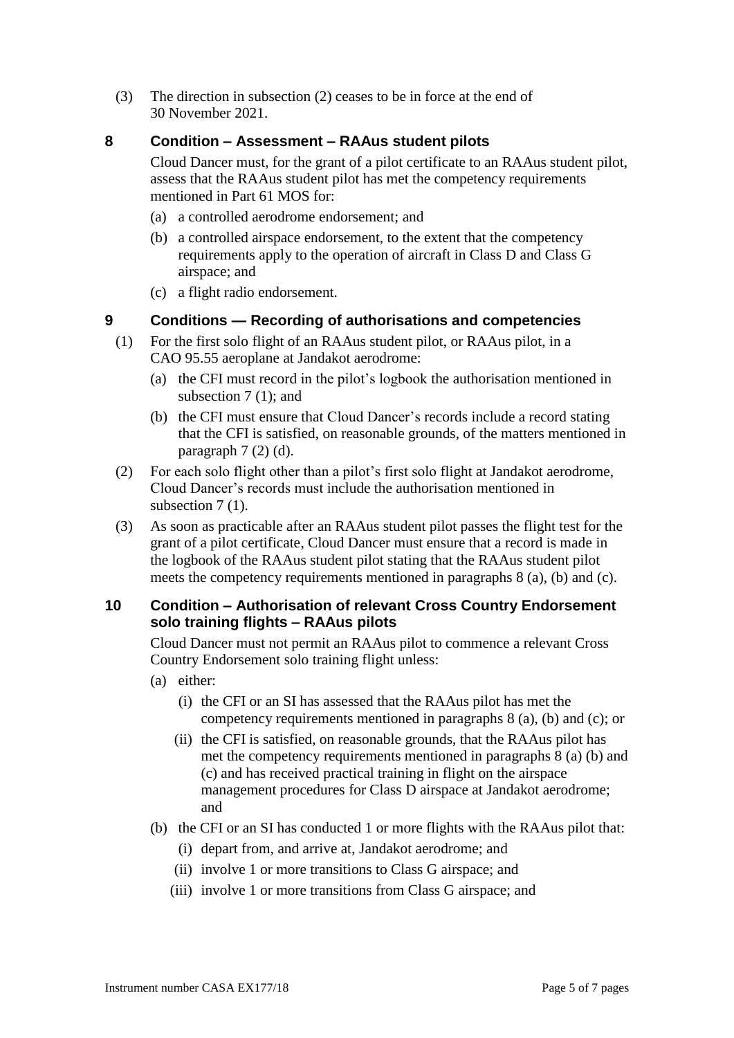(3) The direction in subsection (2) ceases to be in force at the end of 30 November 2021.

## 8 Condition – Assessment – RAAus student pilots

Cloud Dancer must, for the grant of a pilot certificate to an RAAus student pilot, assess that the RAAus student pilot has met the competency requirements mentioned in Part 61 MOS for:

(a) a controlled aerodrome endorsement; and

(b) a controlled airspace endorsement, to the extent that the competency requirements apply to the operation of aircraft in Class D and Class G airspace; and

(c) a flight radio endorsement.

## 9 Conditions — Recording of authorisations and competencies

(1) For the first solo flight of an RAAus student pilot, or RAAus pilot, in a CAO 95.55 aeroplane at Jandakot aerodrome:

(a) the CFI must record in the pilot's logbook the authorisation mentioned in subsection 7 (1); and

(b) the CFI must ensure that Cloud Dancer's records include a record stating that the CFI is satisfied, on reasonable grounds, of the matters mentioned in paragraph 7 (2) (d).

(2) For each solo flight other than a pilot's first solo flight at Jandakot aerodrome, Cloud Dancer's records must include the authorisation mentioned in subsection 7 (1).

(3) As soon as practicable after an RAAus student pilot passes the flight test for the grant of a pilot certificate, Cloud Dancer must ensure that a record is made in the logbook of the RAAus student pilot stating that the RAAus student pilot meets the competency requirements mentioned in paragraphs 8 (a), (b) and (c).

## 10 Condition – Authorisation of relevant Cross Country Endorsement solo training flights – RAAus pilots

Cloud Dancer must not permit an RAAus pilot to commence a relevant Cross Country Endorsement solo training flight unless:

(a) either:

(i) the CFI or an SI has assessed that the RAAus pilot has met the competency requirements mentioned in paragraphs 8 (a), (b) and (c); or

(ii) the CFI is satisfied, on reasonable grounds, that the RAAus pilot has met the competency requirements mentioned in paragraphs 8 (a) (b) and (c) and has received practical training in flight on the airspace management procedures for Class D airspace at Jandakot aerodrome; and

(b) the CFI or an SI has conducted 1 or more flights with the RAAus pilot that:

(i) depart from, and arrive at, Jandakot aerodrome; and

(ii) involve 1 or more transitions to Class G airspace; and

(iii) involve 1 or more transitions from Class G airspace; and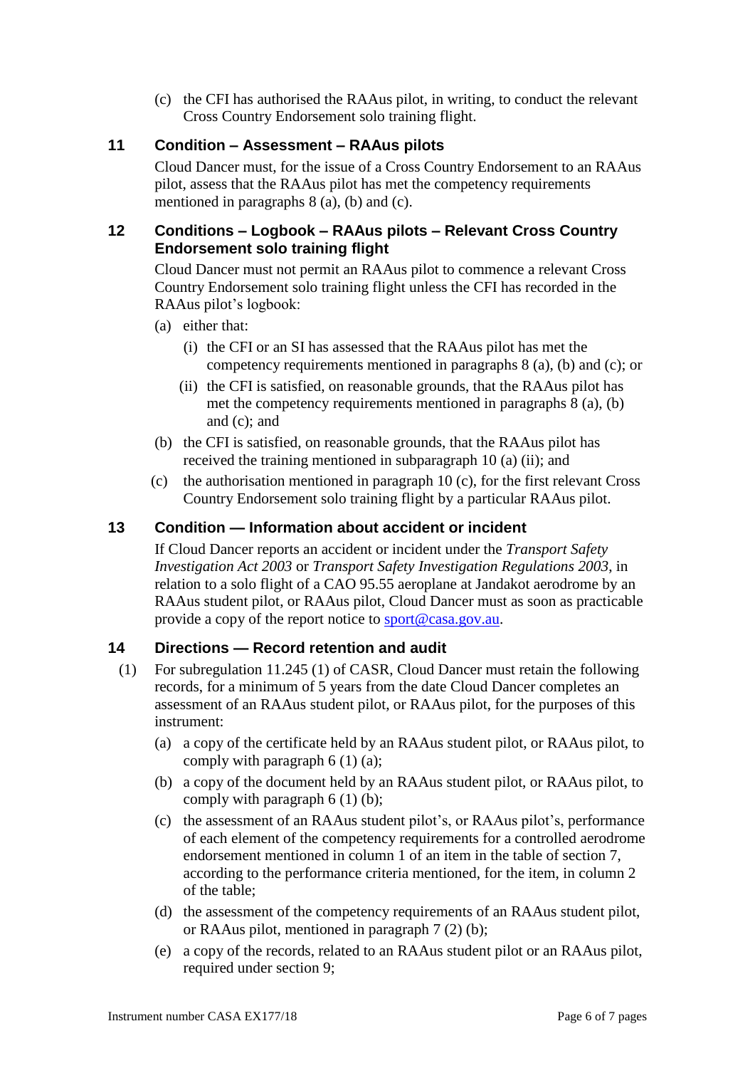(c) the CFI has authorised the RAAus pilot, in writing, to conduct the relevant Cross Country Endorsement solo training flight.

## 11 Condition – Assessment – RAAus pilots

Cloud Dancer must, for the issue of a Cross Country Endorsement to an RAAus pilot, assess that the RAAus pilot has met the competency requirements mentioned in paragraphs 8 (a), (b) and (c).

## 12 Conditions – Logbook – RAAus pilots – Relevant Cross Country Endorsement solo training flight

Cloud Dancer must not permit an RAAus pilot to commence a relevant Cross Country Endorsement solo training flight unless the CFI has recorded in the RAAus pilot's logbook:

(a) either that:

(i) the CFI or an SI has assessed that the RAAus pilot has met the competency requirements mentioned in paragraphs 8 (a), (b) and (c); or

(ii) the CFI is satisfied, on reasonable grounds, that the RAAus pilot has met the competency requirements mentioned in paragraphs 8 (a), (b) and (c); and

(b) the CFI is satisfied, on reasonable grounds, that the RAAus pilot has received the training mentioned in subparagraph 10 (a) (ii); and

(c) the authorisation mentioned in paragraph 10 (c), for the first relevant Cross Country Endorsement solo training flight by a particular RAAus pilot.

## 13 Condition — Information about accident or incident

If Cloud Dancer reports an accident or incident under the *Transport Safety Investigation Act 2003* or *Transport Safety Investigation Regulations 2003*, in relation to a solo flight of a CAO 95.55 aeroplane at Jandakot aerodrome by an RAAus student pilot, or RAAus pilot, Cloud Dancer must as soon as practicable provide a copy of the report notice to sport@casa.gov.au.

## 14 Directions — Record retention and audit

(1) For subregulation 11.245 (1) of CASR, Cloud Dancer must retain the following records, for a minimum of 5 years from the date Cloud Dancer completes an assessment of an RAAus student pilot, or RAAus pilot, for the purposes of this instrument:

(a) a copy of the certificate held by an RAAus student pilot, or RAAus pilot, to comply with paragraph 6 (1) (a);

(b) a copy of the document held by an RAAus student pilot, or RAAus pilot, to comply with paragraph 6 (1) (b);

(c) the assessment of an RAAus student pilot's, or RAAus pilot's, performance of each element of the competency requirements for a controlled aerodrome endorsement mentioned in column 1 of an item in the table of section 7, according to the performance criteria mentioned, for the item, in column 2 of the table;

(d) the assessment of the competency requirements of an RAAus student pilot, or RAAus pilot, mentioned in paragraph 7 (2) (b);

(e) a copy of the records, related to an RAAus student pilot or an RAAus pilot, required under section 9;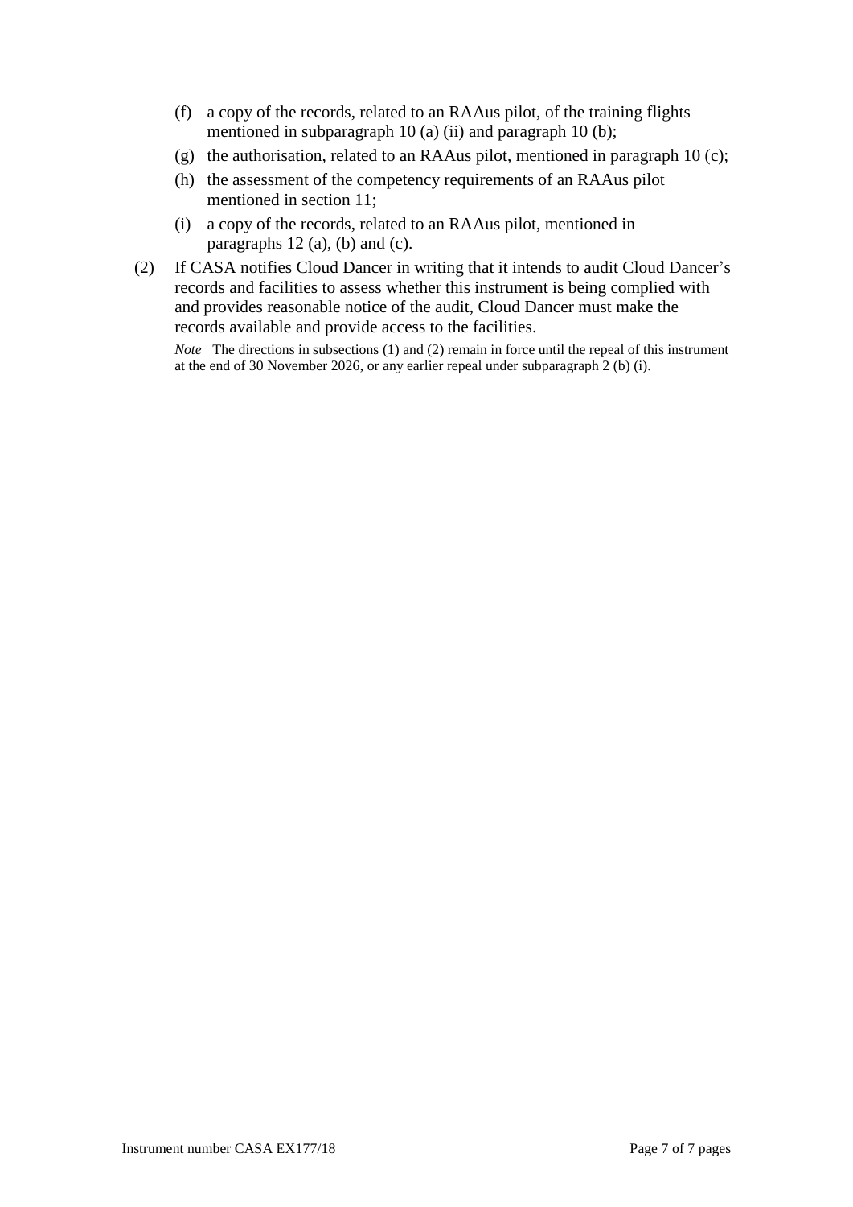(f) a copy of the records, related to an RAAus pilot, of the training flights mentioned in subparagraph 10 (a) (ii) and paragraph 10 (b);

(g) the authorisation, related to an RAAus pilot, mentioned in paragraph 10 (c);

(h) the assessment of the competency requirements of an RAAus pilot mentioned in section 11;

(i) a copy of the records, related to an RAAus pilot, mentioned in paragraphs 12 (a), (b) and (c).

(2) If CASA notifies Cloud Dancer in writing that it intends to audit Cloud Dancer's records and facilities to assess whether this instrument is being complied with and provides reasonable notice of the audit, Cloud Dancer must make the records available and provide access to the facilities.

*Note* The directions in subsections (1) and (2) remain in force until the repeal of this instrument at the end of 30 November 2026, or any earlier repeal under subparagraph 2 (b) (i).